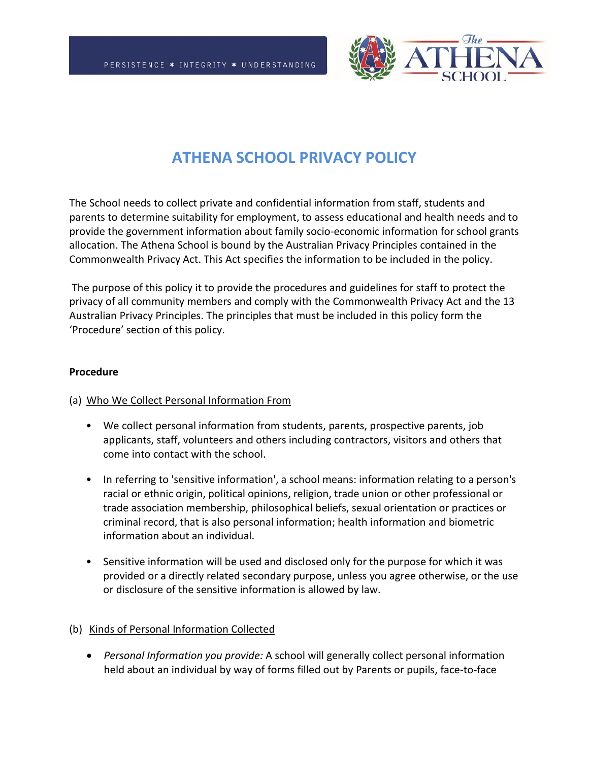PERSISTENCE ✶ INTEGRITY ✶ UNDERSTANDING

# ATHENA SCHOOL PRIVACY POLICY

The School needs to collect private and confidential information from staff, students and parents to determine suitability for employment, to assess educational and health needs and to provide the government information about family socio-economic information for school grants allocation. The Athena School is bound by the Australian Privacy Principles contained in the Commonwealth Privacy Act. This Act specifies the information to be included in the policy.

The purpose of this policy it to provide the procedures and guidelines for staff to protect the privacy of all community members and comply with the Commonwealth Privacy Act and the 13 Australian Privacy Principles. The principles that must be included in this policy form the 'Procedure' section of this policy.

**Procedure**

(a) <u>Who We Collect Personal Information From</u>

- We collect personal information from students, parents, prospective parents, job applicants, staff, volunteers and others including contractors, visitors and others that come into contact with the school.
- In referring to 'sensitive information', a school means: information relating to a person's racial or ethnic origin, political opinions, religion, trade union or other professional or trade association membership, philosophical beliefs, sexual orientation or practices or criminal record, that is also personal information; health information and biometric information about an individual.
- Sensitive information will be used and disclosed only for the purpose for which it was provided or a directly related secondary purpose, unless you agree otherwise, or the use or disclosure of the sensitive information is allowed by law.

(b) <u>Kinds of Personal Information Collected</u>

- *Personal Information you provide:* A school will generally collect personal information held about an individual by way of forms filled out by Parents or pupils, face-to-face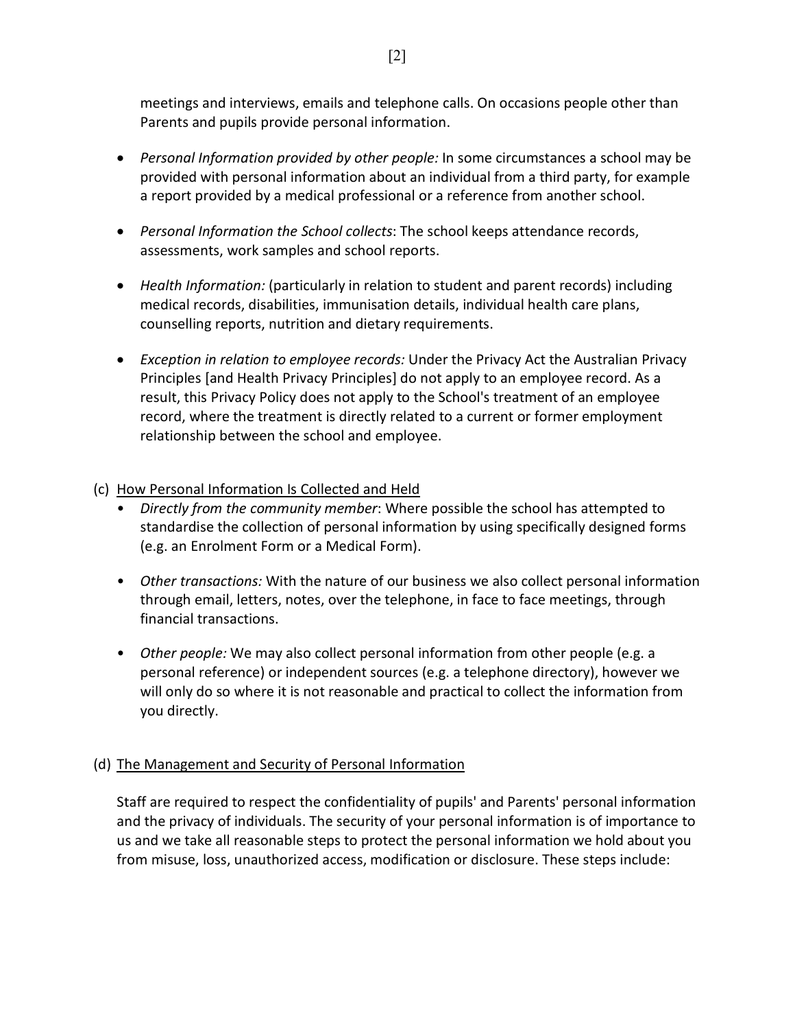meetings and interviews, emails and telephone calls. On occasions people other than Parents and pupils provide personal information.

- *Personal Information provided by other people:* In some circumstances a school may be provided with personal information about an individual from a third party, for example a report provided by a medical professional or a reference from another school.

- *Personal Information the School collects*: The school keeps attendance records, assessments, work samples and school reports.

- *Health Information:* (particularly in relation to student and parent records) including medical records, disabilities, immunisation details, individual health care plans, counselling reports, nutrition and dietary requirements.

- *Exception in relation to employee records:* Under the Privacy Act the Australian Privacy Principles [and Health Privacy Principles] do not apply to an employee record. As a result, this Privacy Policy does not apply to the School's treatment of an employee record, where the treatment is directly related to a current or former employment relationship between the school and employee.

(c) How Personal Information Is Collected and Held

- *Directly from the community member*: Where possible the school has attempted to standardise the collection of personal information by using specifically designed forms (e.g. an Enrolment Form or a Medical Form).

- *Other transactions:* With the nature of our business we also collect personal information through email, letters, notes, over the telephone, in face to face meetings, through financial transactions.

- *Other people:* We may also collect personal information from other people (e.g. a personal reference) or independent sources (e.g. a telephone directory), however we will only do so where it is not reasonable and practical to collect the information from you directly.

(d) The Management and Security of Personal Information

Staff are required to respect the confidentiality of pupils' and Parents' personal information and the privacy of individuals. The security of your personal information is of importance to us and we take all reasonable steps to protect the personal information we hold about you from misuse, loss, unauthorized access, modification or disclosure. These steps include: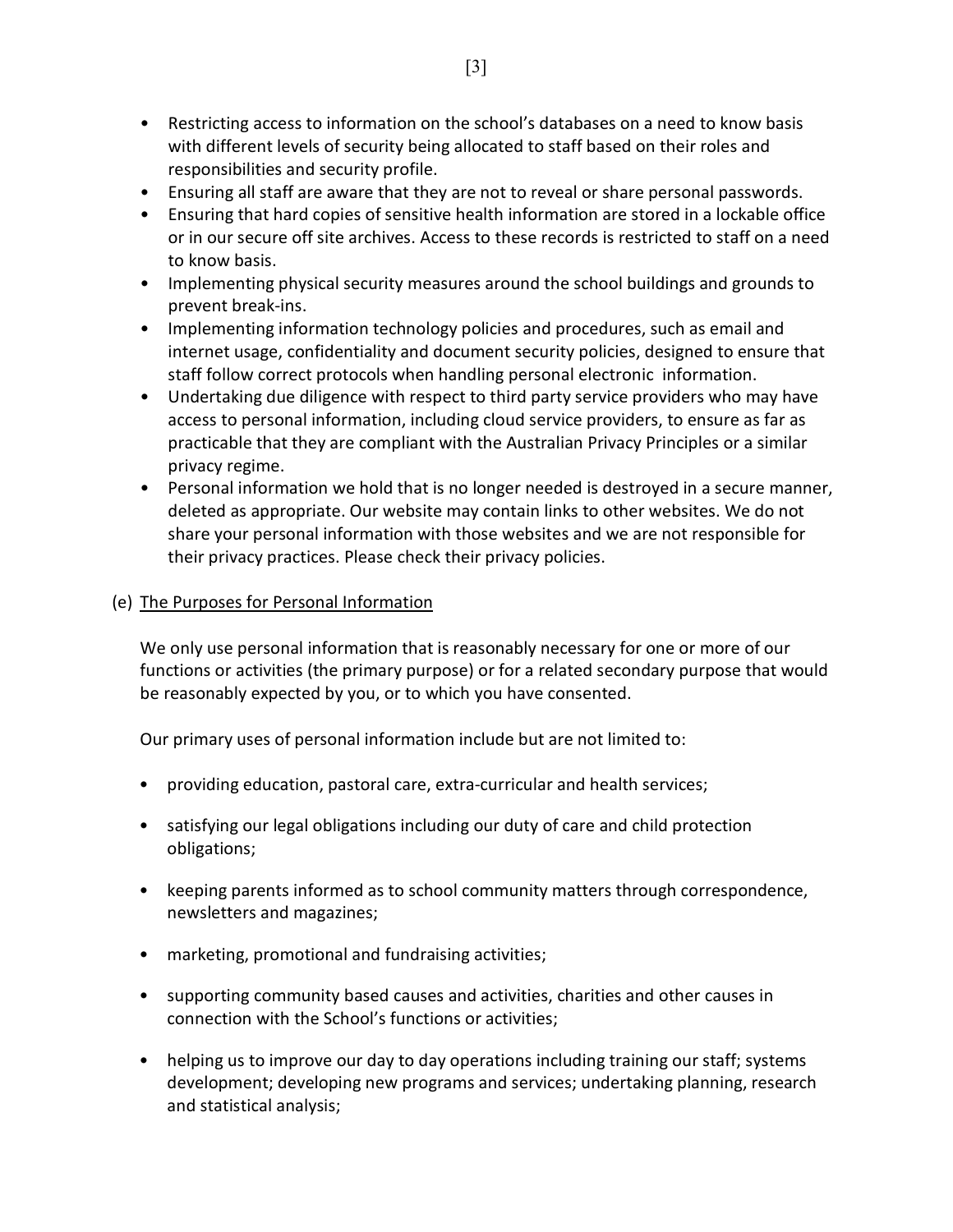- Restricting access to information on the school's databases on a need to know basis with different levels of security being allocated to staff based on their roles and responsibilities and security profile.
- Ensuring all staff are aware that they are not to reveal or share personal passwords.
- Ensuring that hard copies of sensitive health information are stored in a lockable office or in our secure off site archives. Access to these records is restricted to staff on a need to know basis.
- Implementing physical security measures around the school buildings and grounds to prevent break-ins.
- Implementing information technology policies and procedures, such as email and internet usage, confidentiality and document security policies, designed to ensure that staff follow correct protocols when handling personal electronic information.
- Undertaking due diligence with respect to third party service providers who may have access to personal information, including cloud service providers, to ensure as far as practicable that they are compliant with the Australian Privacy Principles or a similar privacy regime.
- Personal information we hold that is no longer needed is destroyed in a secure manner, deleted as appropriate. Our website may contain links to other websites. We do not share your personal information with those websites and we are not responsible for their privacy practices. Please check their privacy policies.

(e) <u>The Purposes for Personal Information</u>

We only use personal information that is reasonably necessary for one or more of our functions or activities (the primary purpose) or for a related secondary purpose that would be reasonably expected by you, or to which you have consented.

Our primary uses of personal information include but are not limited to:

- providing education, pastoral care, extra-curricular and health services;
- satisfying our legal obligations including our duty of care and child protection obligations;
- keeping parents informed as to school community matters through correspondence, newsletters and magazines;
- marketing, promotional and fundraising activities;
- supporting community based causes and activities, charities and other causes in connection with the School's functions or activities;
- helping us to improve our day to day operations including training our staff; systems development; developing new programs and services; undertaking planning, research and statistical analysis;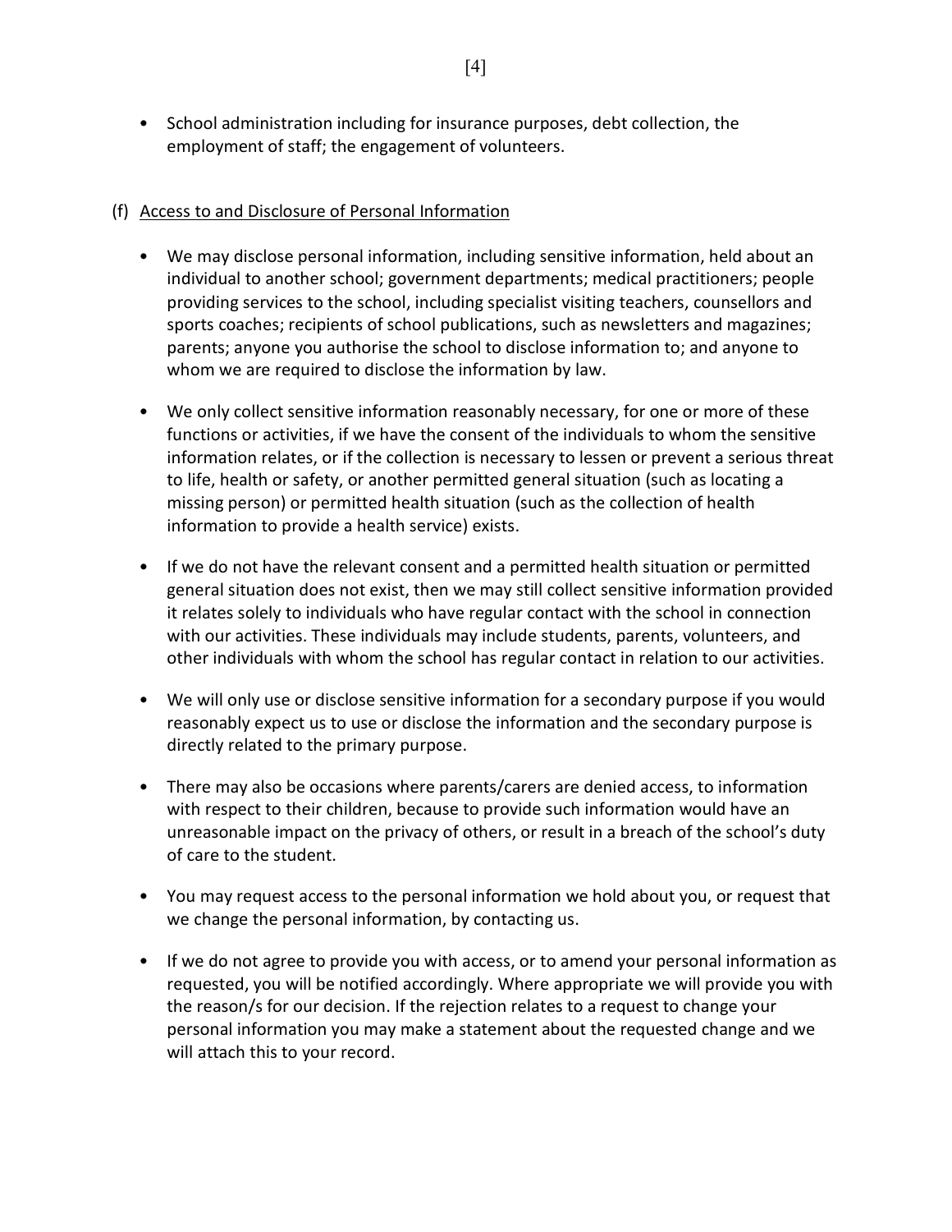- School administration including for insurance purposes, debt collection, the employment of staff; the engagement of volunteers.

(f) Access to and Disclosure of Personal Information

- We may disclose personal information, including sensitive information, held about an individual to another school; government departments; medical practitioners; people providing services to the school, including specialist visiting teachers, counsellors and sports coaches; recipients of school publications, such as newsletters and magazines; parents; anyone you authorise the school to disclose information to; and anyone to whom we are required to disclose the information by law.

- We only collect sensitive information reasonably necessary, for one or more of these functions or activities, if we have the consent of the individuals to whom the sensitive information relates, or if the collection is necessary to lessen or prevent a serious threat to life, health or safety, or another permitted general situation (such as locating a missing person) or permitted health situation (such as the collection of health information to provide a health service) exists.

- If we do not have the relevant consent and a permitted health situation or permitted general situation does not exist, then we may still collect sensitive information provided it relates solely to individuals who have regular contact with the school in connection with our activities. These individuals may include students, parents, volunteers, and other individuals with whom the school has regular contact in relation to our activities.

- We will only use or disclose sensitive information for a secondary purpose if you would reasonably expect us to use or disclose the information and the secondary purpose is directly related to the primary purpose.

- There may also be occasions where parents/carers are denied access, to information with respect to their children, because to provide such information would have an unreasonable impact on the privacy of others, or result in a breach of the school's duty of care to the student.

- You may request access to the personal information we hold about you, or request that we change the personal information, by contacting us.

- If we do not agree to provide you with access, or to amend your personal information as requested, you will be notified accordingly. Where appropriate we will provide you with the reason/s for our decision. If the rejection relates to a request to change your personal information you may make a statement about the requested change and we will attach this to your record.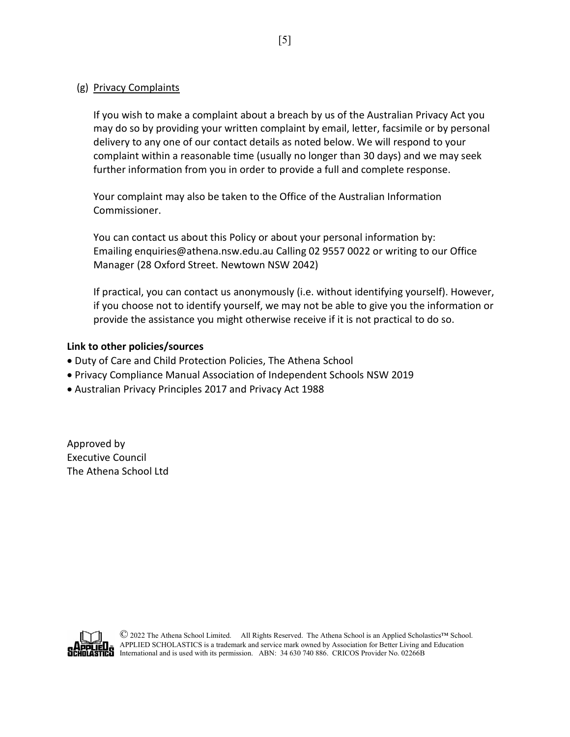(g) Privacy Complaints

If you wish to make a complaint about a breach by us of the Australian Privacy Act you may do so by providing your written complaint by email, letter, facsimile or by personal delivery to any one of our contact details as noted below. We will respond to your complaint within a reasonable time (usually no longer than 30 days) and we may seek further information from you in order to provide a full and complete response.

Your complaint may also be taken to the Office of the Australian Information Commissioner.

You can contact us about this Policy or about your personal information by: Emailing enquiries@athena.nsw.edu.au Calling 02 9557 0022 or writing to our Office Manager (28 Oxford Street. Newtown NSW 2042)

If practical, you can contact us anonymously (i.e. without identifying yourself). However, if you choose not to identify yourself, we may not be able to give you the information or provide the assistance you might otherwise receive if it is not practical to do so.

**Link to other policies/sources**

- Duty of Care and Child Protection Policies, The Athena School
- Privacy Compliance Manual Association of Independent Schools NSW 2019
- Australian Privacy Principles 2017 and Privacy Act 1988

Approved by
Executive Council
The Athena School Ltd

© 2022 The Athena School Limited. All Rights Reserved. The Athena School is an Applied Scholastics™ School. APPLIED SCHOLASTICS is a trademark and service mark owned by Association for Better Living and Education International and is used with its permission. ABN: 34 630 740 886. CRICOS Provider No. 02266B